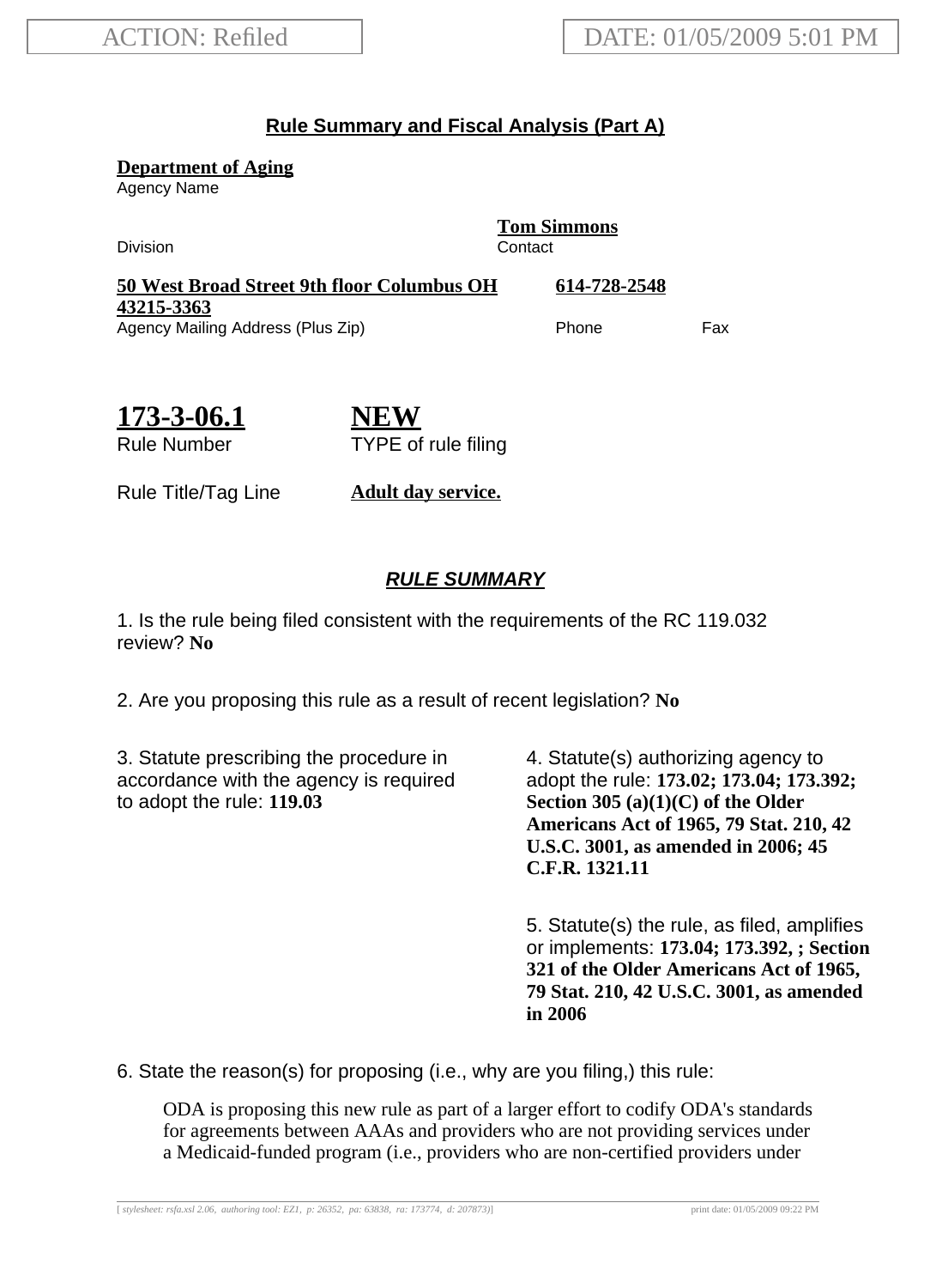ACTION: Refiled

DATE: 01/05/2009 5:01 PM

## Rule Summary and Fiscal Analysis (Part A)

**Department of Aging**
Agency Name

Division

**Tom Simmons**
Contact

**50 West Broad Street 9th floor Columbus OH 43215-3363**
Agency Mailing Address (Plus Zip)

**614-728-2548**
Phone

Fax

**173-3-06.1**
Rule Number

**NEW**
TYPE of rule filing

Rule Title/Tag Line **Adult day service.**

### *RULE SUMMARY*

1. Is the rule being filed consistent with the requirements of the RC 119.032 review? **No**

2. Are you proposing this rule as a result of recent legislation? **No**

3. Statute prescribing the procedure in accordance with the agency is required to adopt the rule: **119.03**

4. Statute(s) authorizing agency to adopt the rule: **173.02; 173.04; 173.392; Section 305 (a)(1)(C) of the Older Americans Act of 1965, 79 Stat. 210, 42 U.S.C. 3001, as amended in 2006; 45 C.F.R. 1321.11**

5. Statute(s) the rule, as filed, amplifies or implements: **173.04; 173.392, ; Section 321 of the Older Americans Act of 1965, 79 Stat. 210, 42 U.S.C. 3001, as amended in 2006**

6. State the reason(s) for proposing (i.e., why are you filing,) this rule:

ODA is proposing this new rule as part of a larger effort to codify ODA's standards for agreements between AAAs and providers who are not providing services under a Medicaid-funded program (i.e., providers who are non-certified providers under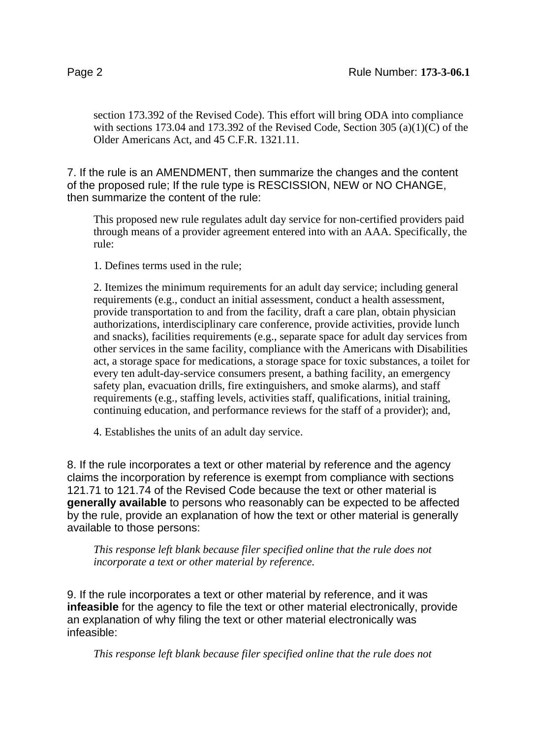section 173.392 of the Revised Code). This effort will bring ODA into compliance with sections 173.04 and 173.392 of the Revised Code, Section 305 (a)(1)(C) of the Older Americans Act, and 45 C.F.R. 1321.11.

7. If the rule is an AMENDMENT, then summarize the changes and the content of the proposed rule; If the rule type is RESCISSION, NEW or NO CHANGE, then summarize the content of the rule:

This proposed new rule regulates adult day service for non-certified providers paid through means of a provider agreement entered into with an AAA. Specifically, the rule:

1. Defines terms used in the rule;

2. Itemizes the minimum requirements for an adult day service; including general requirements (e.g., conduct an initial assessment, conduct a health assessment, provide transportation to and from the facility, draft a care plan, obtain physician authorizations, interdisciplinary care conference, provide activities, provide lunch and snacks), facilities requirements (e.g., separate space for adult day services from other services in the same facility, compliance with the Americans with Disabilities act, a storage space for medications, a storage space for toxic substances, a toilet for every ten adult-day-service consumers present, a bathing facility, an emergency safety plan, evacuation drills, fire extinguishers, and smoke alarms), and staff requirements (e.g., staffing levels, activities staff, qualifications, initial training, continuing education, and performance reviews for the staff of a provider); and,

4. Establishes the units of an adult day service.

8. If the rule incorporates a text or other material by reference and the agency claims the incorporation by reference is exempt from compliance with sections 121.71 to 121.74 of the Revised Code because the text or other material is **generally available** to persons who reasonably can be expected to be affected by the rule, provide an explanation of how the text or other material is generally available to those persons:

*This response left blank because filer specified online that the rule does not incorporate a text or other material by reference.*

9. If the rule incorporates a text or other material by reference, and it was **infeasible** for the agency to file the text or other material electronically, provide an explanation of why filing the text or other material electronically was infeasible:

*This response left blank because filer specified online that the rule does not*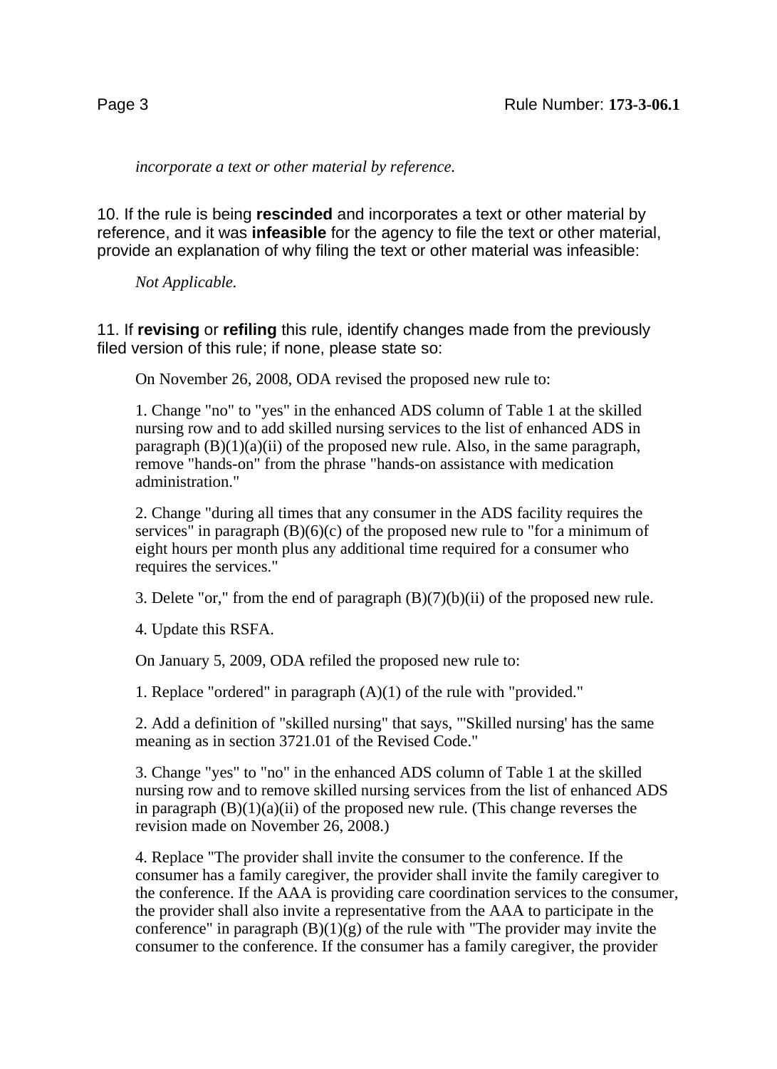*incorporate a text or other material by reference.*

10. If the rule is being **rescinded** and incorporates a text or other material by reference, and it was **infeasible** for the agency to file the text or other material, provide an explanation of why filing the text or other material was infeasible:

*Not Applicable.*

11. If **revising** or **refiling** this rule, identify changes made from the previously filed version of this rule; if none, please state so:

On November 26, 2008, ODA revised the proposed new rule to:

1. Change "no" to "yes" in the enhanced ADS column of Table 1 at the skilled nursing row and to add skilled nursing services to the list of enhanced ADS in paragraph (B)(1)(a)(ii) of the proposed new rule. Also, in the same paragraph, remove "hands-on" from the phrase "hands-on assistance with medication administration."

2. Change "during all times that any consumer in the ADS facility requires the services" in paragraph (B)(6)(c) of the proposed new rule to "for a minimum of eight hours per month plus any additional time required for a consumer who requires the services."

3. Delete "or," from the end of paragraph (B)(7)(b)(ii) of the proposed new rule.

4. Update this RSFA.

On January 5, 2009, ODA refiled the proposed new rule to:

1. Replace "ordered" in paragraph (A)(1) of the rule with "provided."

2. Add a definition of "skilled nursing" that says, "'Skilled nursing' has the same meaning as in section 3721.01 of the Revised Code."

3. Change "yes" to "no" in the enhanced ADS column of Table 1 at the skilled nursing row and to remove skilled nursing services from the list of enhanced ADS in paragraph (B)(1)(a)(ii) of the proposed new rule. (This change reverses the revision made on November 26, 2008.)

4. Replace "The provider shall invite the consumer to the conference. If the consumer has a family caregiver, the provider shall invite the family caregiver to the conference. If the AAA is providing care coordination services to the consumer, the provider shall also invite a representative from the AAA to participate in the conference" in paragraph (B)(1)(g) of the rule with "The provider may invite the consumer to the conference. If the consumer has a family caregiver, the provider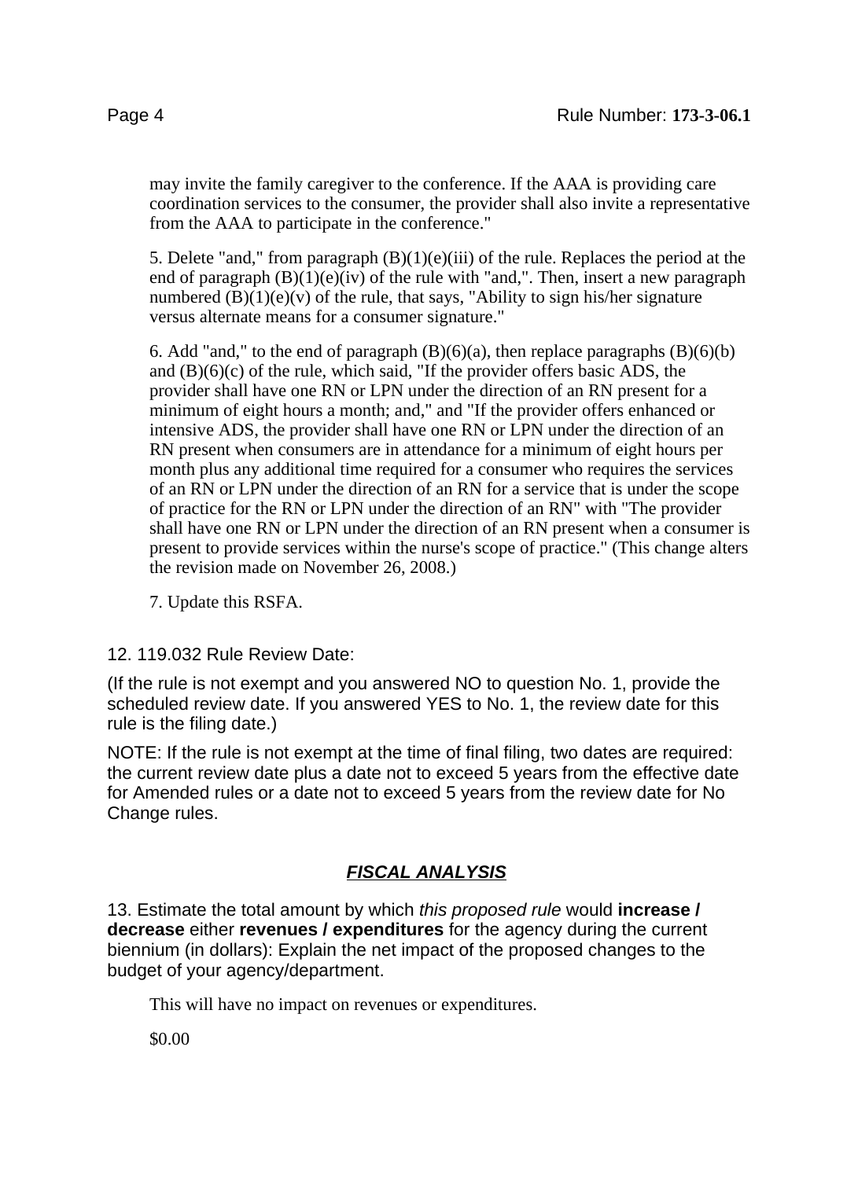may invite the family caregiver to the conference. If the AAA is providing care coordination services to the consumer, the provider shall also invite a representative from the AAA to participate in the conference."

5. Delete "and," from paragraph (B)(1)(e)(iii) of the rule. Replaces the period at the end of paragraph (B)(1)(e)(iv) of the rule with "and,". Then, insert a new paragraph numbered (B)(1)(e)(v) of the rule, that says, "Ability to sign his/her signature versus alternate means for a consumer signature."

6. Add "and," to the end of paragraph (B)(6)(a), then replace paragraphs (B)(6)(b) and (B)(6)(c) of the rule, which said, "If the provider offers basic ADS, the provider shall have one RN or LPN under the direction of an RN present for a minimum of eight hours a month; and," and "If the provider offers enhanced or intensive ADS, the provider shall have one RN or LPN under the direction of an RN present when consumers are in attendance for a minimum of eight hours per month plus any additional time required for a consumer who requires the services of an RN or LPN under the direction of an RN for a service that is under the scope of practice for the RN or LPN under the direction of an RN" with "The provider shall have one RN or LPN under the direction of an RN present when a consumer is present to provide services within the nurse's scope of practice." (This change alters the revision made on November 26, 2008.)

7. Update this RSFA.

12. 119.032 Rule Review Date:

(If the rule is not exempt and you answered NO to question No. 1, provide the scheduled review date. If you answered YES to No. 1, the review date for this rule is the filing date.)

NOTE: If the rule is not exempt at the time of final filing, two dates are required: the current review date plus a date not to exceed 5 years from the effective date for Amended rules or a date not to exceed 5 years from the review date for No Change rules.

## ***FISCAL ANALYSIS***

13. Estimate the total amount by which *this proposed rule* would **increase / decrease** either **revenues / expenditures** for the agency during the current biennium (in dollars): Explain the net impact of the proposed changes to the budget of your agency/department.

This will have no impact on revenues or expenditures.

$0.00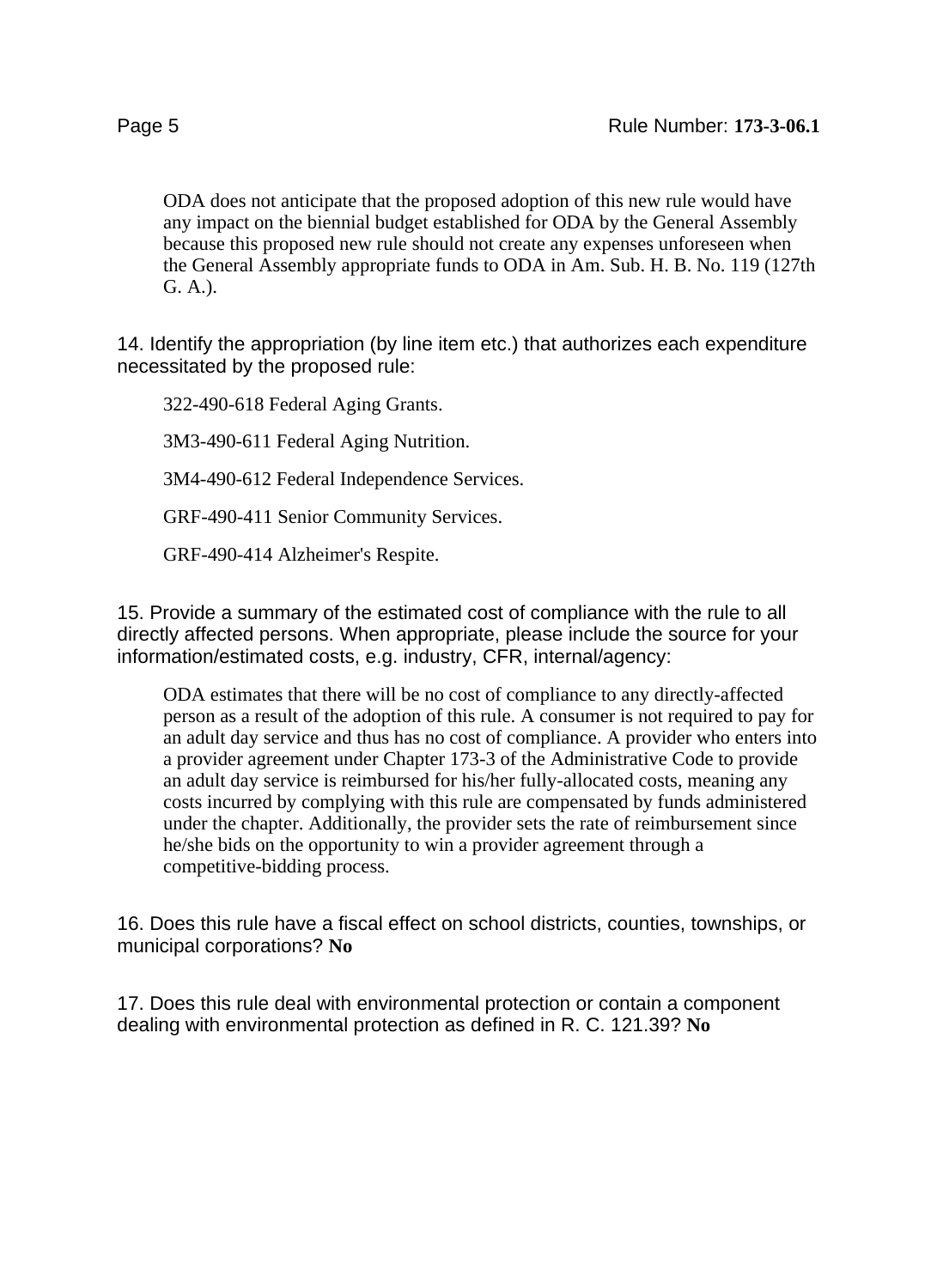ODA does not anticipate that the proposed adoption of this new rule would have any impact on the biennial budget established for ODA by the General Assembly because this proposed new rule should not create any expenses unforeseen when the General Assembly appropriate funds to ODA in Am. Sub. H. B. No. 119 (127th G. A.).

14. Identify the appropriation (by line item etc.) that authorizes each expenditure necessitated by the proposed rule:

322-490-618 Federal Aging Grants.

3M3-490-611 Federal Aging Nutrition.

3M4-490-612 Federal Independence Services.

GRF-490-411 Senior Community Services.

GRF-490-414 Alzheimer's Respite.

15. Provide a summary of the estimated cost of compliance with the rule to all directly affected persons. When appropriate, please include the source for your information/estimated costs, e.g. industry, CFR, internal/agency:

ODA estimates that there will be no cost of compliance to any directly-affected person as a result of the adoption of this rule. A consumer is not required to pay for an adult day service and thus has no cost of compliance. A provider who enters into a provider agreement under Chapter 173-3 of the Administrative Code to provide an adult day service is reimbursed for his/her fully-allocated costs, meaning any costs incurred by complying with this rule are compensated by funds administered under the chapter. Additionally, the provider sets the rate of reimbursement since he/she bids on the opportunity to win a provider agreement through a competitive-bidding process.

16. Does this rule have a fiscal effect on school districts, counties, townships, or municipal corporations? **No**

17. Does this rule deal with environmental protection or contain a component dealing with environmental protection as defined in R. C. 121.39? **No**